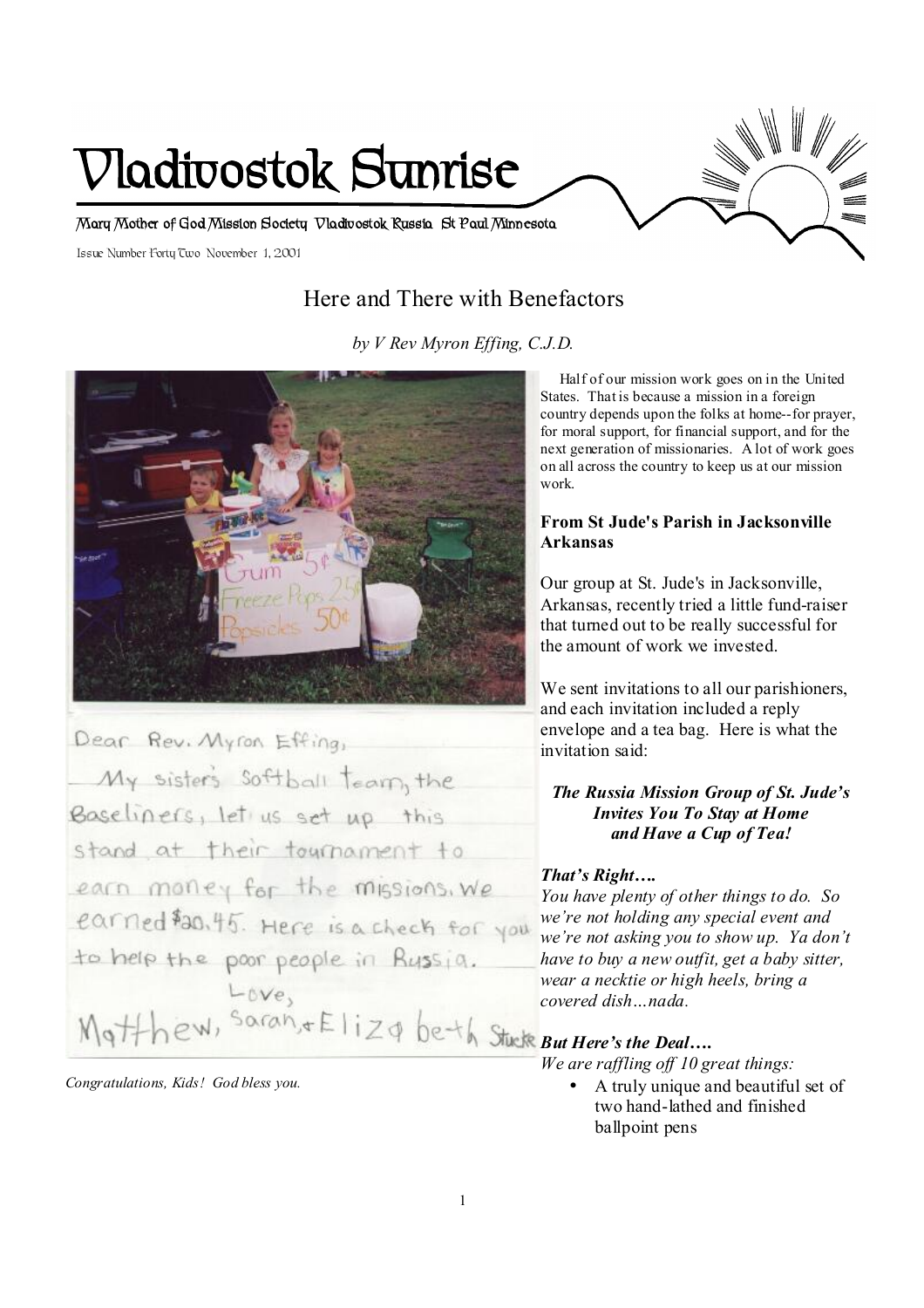# Vladivostok Sunrise

Mary Mother of God Mission Society Vladivostok Russia St Paul Minnesota

Issue Number Forty Two November 1, 2001

## Here and There with Benefactors

*by V Rev Myron Effing, C.J.D.*

Dear Rev. Myron Effing,

My sister's softball team, the Baseliners, let us set up this stand at their tournament to earn money for the missions. We earned $20.45. Here is a check for you to help the poor people in Russia.

Love,
Matthew, Sarah, & Elizabeth Stuck

*Congratulations, Kids! God bless you.*

Half of our mission work goes on in the United States. That is because a mission in a foreign country depends upon the folks at home--for prayer, for moral support, for financial support, and for the next generation of missionaries. A lot of work goes on all across the country to keep us at our mission work.

### From St Jude's Parish in Jacksonville Arkansas

Our group at St. Jude's in Jacksonville, Arkansas, recently tried a little fund-raiser that turned out to be really successful for the amount of work we invested.

We sent invitations to all our parishioners, and each invitation included a reply envelope and a tea bag. Here is what the invitation said:

***The Russia Mission Group of St. Jude's Invites You To Stay at Home and Have a Cup of Tea!***

***That's Right….***
*You have plenty of other things to do. So we're not holding any special event and we're not asking you to show up. Ya don't have to buy a new outfit, get a baby sitter, wear a necktie or high heels, bring a covered dish…nada.*

***But Here's the Deal….***
*We are raffling off 10 great things:*

- A truly unique and beautiful set of two hand-lathed and finished ballpoint pens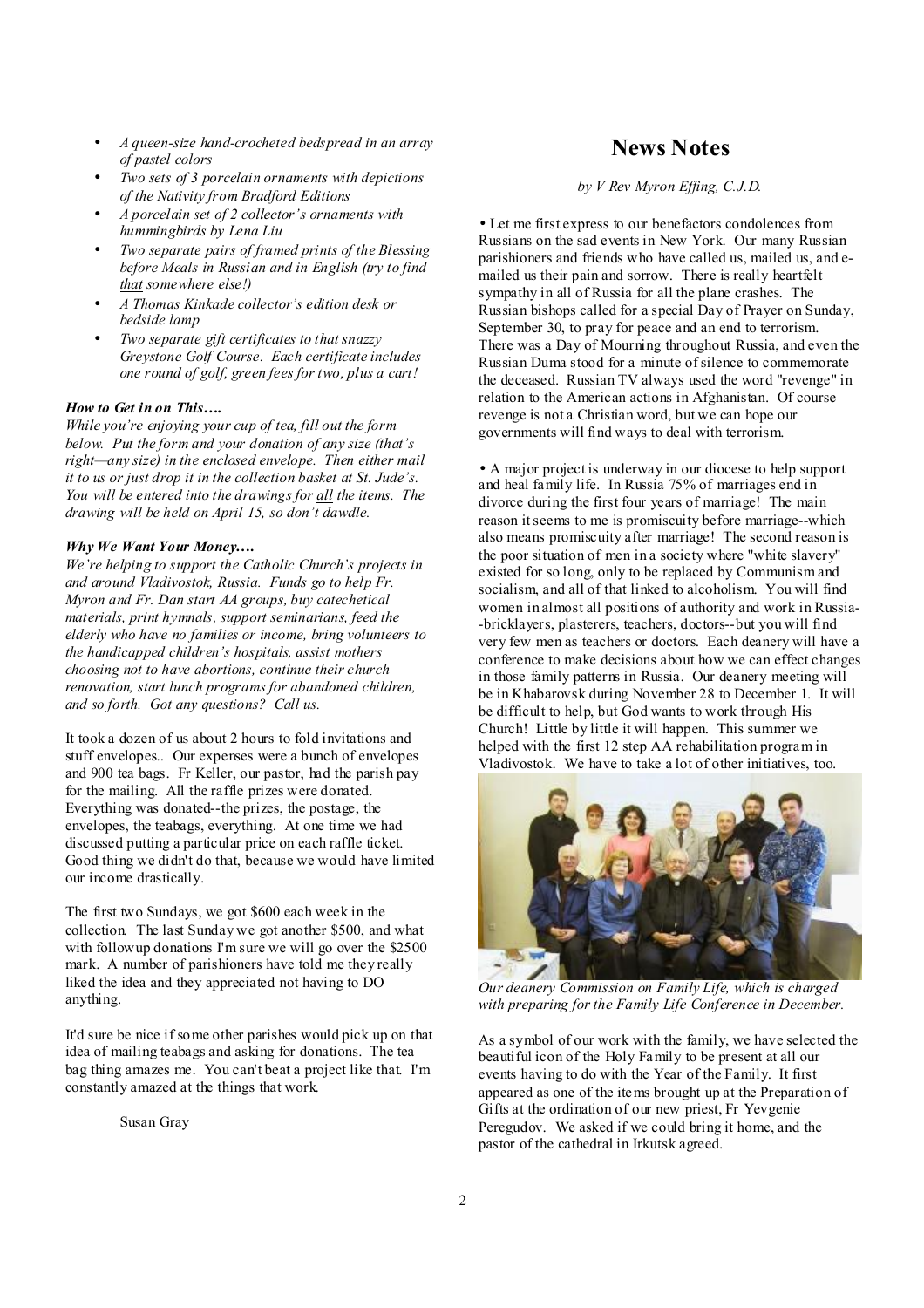- *A queen-size hand-crocheted bedspread in an array of pastel colors*
- *Two sets of 3 porcelain ornaments with depictions of the Nativity from Bradford Editions*
- *A porcelain set of 2 collector's ornaments with hummingbirds by Lena Liu*
- *Two separate pairs of framed prints of the Blessing before Meals in Russian and in English (try to find that somewhere else!)*
- *A Thomas Kinkade collector's edition desk or bedside lamp*
- *Two separate gift certificates to that snazzy Greystone Golf Course. Each certificate includes one round of golf, green fees for two, plus a cart!*

***How to Get in on This….***

*While you're enjoying your cup of tea, fill out the form below. Put the form and your donation of any size (that's right—any size) in the enclosed envelope. Then either mail it to us or just drop it in the collection basket at St. Jude's. You will be entered into the drawings for all the items. The drawing will be held on April 15, so don't dawdle.*

***Why We Want Your Money….***

*We're helping to support the Catholic Church's projects in and around Vladivostok, Russia. Funds go to help Fr. Myron and Fr. Dan start AA groups, buy catechetical materials, print hymnals, support seminarians, feed the elderly who have no families or income, bring volunteers to the handicapped children's hospitals, assist mothers choosing not to have abortions, continue their church renovation, start lunch programs for abandoned children, and so forth. Got any questions? Call us.*

It took a dozen of us about 2 hours to fold invitations and stuff envelopes.. Our expenses were a bunch of envelopes and 900 tea bags. Fr Keller, our pastor, had the parish pay for the mailing. All the raffle prizes were donated. Everything was donated--the prizes, the postage, the envelopes, the teabags, everything. At one time we had discussed putting a particular price on each raffle ticket. Good thing we didn't do that, because we would have limited our income drastically.

The first two Sundays, we got $600 each week in the collection. The last Sunday we got another $500, and what with followup donations I'm sure we will go over the $2500 mark. A number of parishioners have told me they really liked the idea and they appreciated not having to DO anything.

It'd sure be nice if some other parishes would pick up on that idea of mailing teabags and asking for donations. The tea bag thing amazes me. You can't beat a project like that. I'm constantly amazed at the things that work.

Susan Gray

# News Notes

*by V Rev Myron Effing, C.J.D.*

• Let me first express to our benefactors condolences from Russians on the sad events in New York. Our many Russian parishioners and friends who have called us, mailed us, and e-mailed us their pain and sorrow. There is really heartfelt sympathy in all of Russia for all the plane crashes. The Russian bishops called for a special Day of Prayer on Sunday, September 30, to pray for peace and an end to terrorism. There was a Day of Mourning throughout Russia, and even the Russian Duma stood for a minute of silence to commemorate the deceased. Russian TV always used the word "revenge" in relation to the American actions in Afghanistan. Of course revenge is not a Christian word, but we can hope our governments will find ways to deal with terrorism.

• A major project is underway in our diocese to help support and heal family life. In Russia 75% of marriages end in divorce during the first four years of marriage! The main reason it seems to me is promiscuity before marriage--which also means promiscuity after marriage! The second reason is the poor situation of men in a society where "white slavery" existed for so long, only to be replaced by Communism and socialism, and all of that linked to alcoholism. You will find women in almost all positions of authority and work in Russia--bricklayers, plasterers, teachers, doctors--but you will find very few men as teachers or doctors. Each deanery will have a conference to make decisions about how we can effect changes in those family patterns in Russia. Our deanery meeting will be in Khabarovsk during November 28 to December 1. It will be difficult to help, but God wants to work through His Church! Little by little it will happen. This summer we helped with the first 12 step AA rehabilitation program in Vladivostok. We have to take a lot of other initiatives, too.

*Our deanery Commission on Family Life, which is charged with preparing for the Family Life Conference in December.*

As a symbol of our work with the family, we have selected the beautiful icon of the Holy Family to be present at all our events having to do with the Year of the Family. It first appeared as one of the items brought up at the Preparation of Gifts at the ordination of our new priest, Fr Yevgenie Peregudov. We asked if we could bring it home, and the pastor of the cathedral in Irkutsk agreed.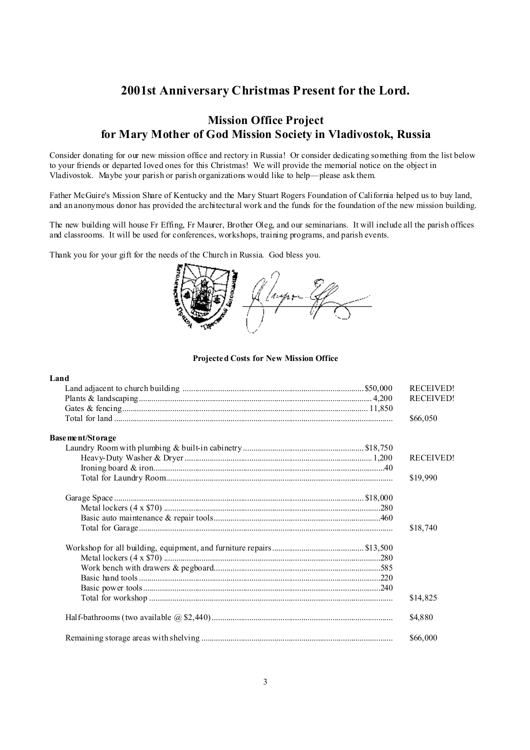## 2001st Anniversary Christmas Present for the Lord.

### Mission Office Project
### for Mary Mother of God Mission Society in Vladivostok, Russia

Consider donating for our new mission office and rectory in Russia! Or consider dedicating something from the list below to your friends or departed loved ones for this Christmas! We will provide the memorial notice on the object in Vladivostok. Maybe your parish or parish organizations would like to help—please ask them.

Father McGuire's Mission Share of Kentucky and the Mary Stuart Rogers Foundation of California helped us to buy land, and an anonymous donor has provided the architectural work and the funds for the foundation of the new mission building.

The new building will house Fr Effing, Fr Maurer, Brother Oleg, and our seminarians. It will include all the parish offices and classrooms. It will be used for conferences, workshops, training programs, and parish events.

Thank you for your gift for the needs of the Church in Russia. God bless you.

**Projected Costs for New Mission Office**

**Land**

| Item | Cost | Total / Status |
|---|---|---|
| Land adjacent to church building | $50,000 | RECEIVED! |
| Plants & landscaping | 4,200 | RECEIVED! |
| Gates & fencing | 11,850 | |
| Total for land | | $66,050 |

**Basement/Storage**

| Item | Cost | Total / Status |
|---|---|---|
| Laundry Room with plumbing & built-in cabinetry | $18,750 | |
| Heavy-Duty Washer & Dryer | 1,200 | RECEIVED! |
| Ironing board & iron | 40 | |
| Total for Laundry Room | | $19,990 |
| Garage Space | $18,000 | |
| Metal lockers (4 x $70) | 280 | |
| Basic auto maintenance & repair tools | 460 | |
| Total for Garage | | $18,740 |
| Workshop for all building, equipment, and furniture repairs | $13,500 | |
| Metal lockers (4 x $70) | 280 | |
| Work bench with drawers & pegboard | 585 | |
| Basic hand tools | 220 | |
| Basic power tools | 240 | |
| Total for workshop | | $14,825 |
| Half-bathrooms (two available @ $2,440) | | $4,880 |
| Remaining storage areas with shelving | | $66,000 |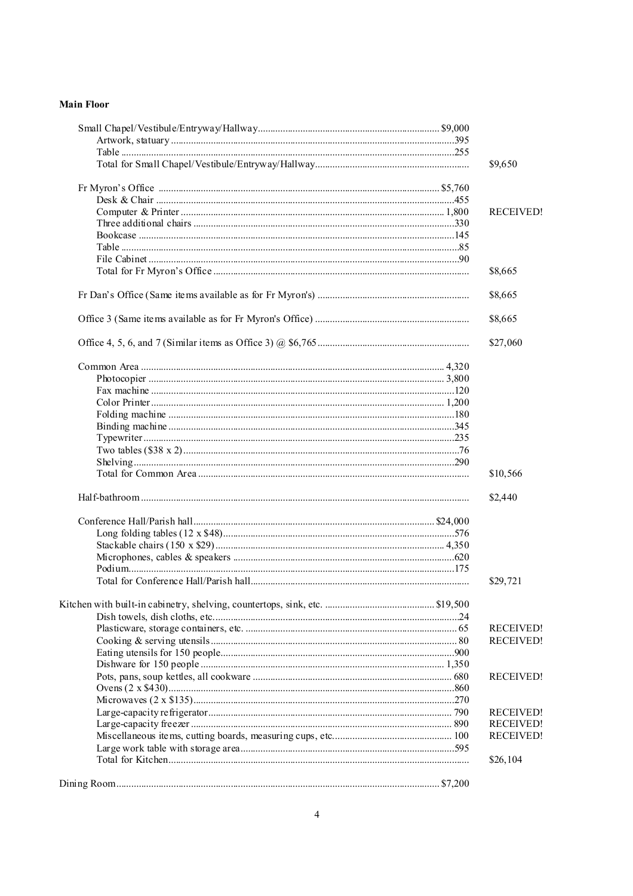**Main Floor**

| Item | Cost | Total / Status |
|---|---|---|
| Small Chapel/Vestibule/Entryway/Hallway | $9,000 | |
| Artwork, statuary | 395 | |
| Table | 255 | |
| Total for Small Chapel/Vestibule/Entryway/Hallway | | $9,650 |
| | | |
| Fr Myron's Office | $5,760 | |
| Desk & Chair | 455 | |
| Computer & Printer | 1,800 | RECEIVED! |
| Three additional chairs | 330 | |
| Bookcase | 145 | |
| Table | 85 | |
| File Cabinet | 90 | |
| Total for Fr Myron's Office | | $8,665 |
| | | |
| Fr Dan's Office (Same items available as for Fr Myron's) | | $8,665 |
| | | |
| Office 3 (Same items available as for Fr Myron's Office) | | $8,665 |
| | | |
| Office 4, 5, 6, and 7 (Similar items as Office 3) @ $6,765 | | $27,060 |
| | | |
| Common Area | 4,320 | |
| Photocopier | 3,800 | |
| Fax machine | 120 | |
| Color Printer | 1,200 | |
| Folding machine | 180 | |
| Binding machine | 345 | |
| Typewriter | 235 | |
| Two tables ($38 x 2) | 76 | |
| Shelving | 290 | |
| Total for Common Area | | $10,566 |
| | | |
| Half-bathroom | | $2,440 |
| | | |
| Conference Hall/Parish hall | $24,000 | |
| Long folding tables (12 x $48) | 576 | |
| Stackable chairs (150 x $29) | 4,350 | |
| Microphones, cables & speakers | 620 | |
| Podium | 175 | |
| Total for Conference Hall/Parish hall | | $29,721 |
| | | |
| Kitchen with built-in cabinetry, shelving, countertops, sink, etc. | $19,500 | |
| Dish towels, dish cloths, etc. | 24 | |
| Plasticware, storage containers, etc. | 65 | RECEIVED! |
| Cooking & serving utensils | 80 | RECEIVED! |
| Eating utensils for 150 people | 900 | |
| Dishware for 150 people | 1,350 | |
| Pots, pans, soup kettles, all cookware | 680 | RECEIVED! |
| Ovens (2 x $430) | 860 | |
| Microwaves (2 x $135) | 270 | |
| Large-capacity refrigerator | 790 | RECEIVED! |
| Large-capacity freezer | 890 | RECEIVED! |
| Miscellaneous items, cutting boards, measuring cups, etc. | 100 | RECEIVED! |
| Large work table with storage area | 595 | |
| Total for Kitchen | | $26,104 |
| | | |
| Dining Room | $7,200 | |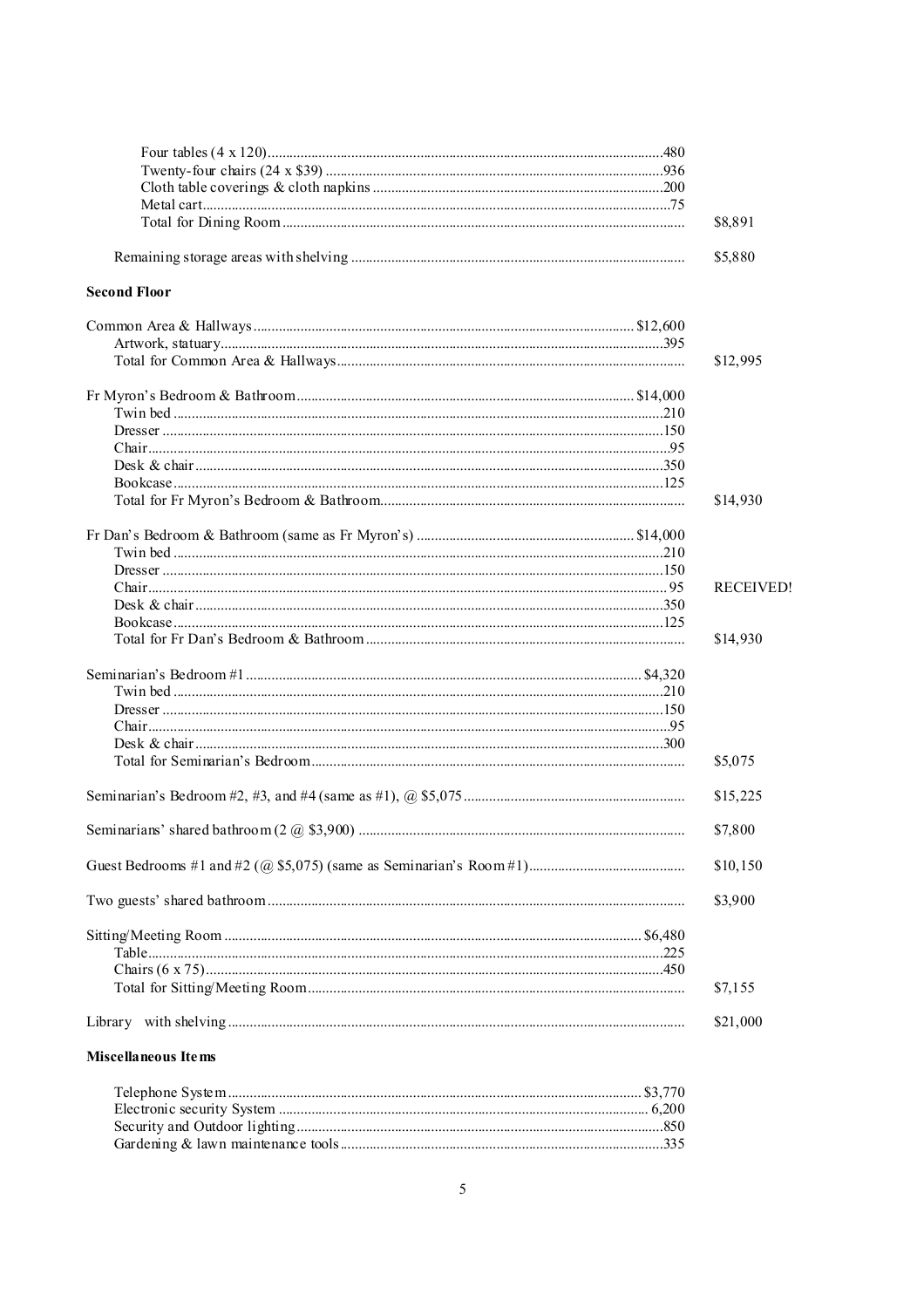| Item | Amount | Total |
|---|---|---|
| Four tables (4 x 120) | 480 | |
| Twenty-four chairs (24 x $39) | 936 | |
| Cloth table coverings & cloth napkins | 200 | |
| Metal cart | 75 | |
| Total for Dining Room | | $8,891 |
| Remaining storage areas with shelving | | $5,880 |

**Second Floor**

| Item | Amount | Total |
|---|---|---|
| Common Area & Hallways | $12,600 | |
| Artwork, statuary | 395 | |
| Total for Common Area & Hallways | | $12,995 |
| Fr Myron's Bedroom & Bathroom | $14,000 | |
| Twin bed | 210 | |
| Dresser | 150 | |
| Chair | 95 | |
| Desk & chair | 350 | |
| Bookcase | 125 | |
| Total for Fr Myron's Bedroom & Bathroom | | $14,930 |
| Fr Dan's Bedroom & Bathroom (same as Fr Myron's) | $14,000 | |
| Twin bed | 210 | |
| Dresser | 150 | |
| Chair | 95 | RECEIVED! |
| Desk & chair | 350 | |
| Bookcase | 125 | |
| Total for Fr Dan's Bedroom & Bathroom | | $14,930 |
| Seminarian's Bedroom #1 | $4,320 | |
| Twin bed | 210 | |
| Dresser | 150 | |
| Chair | 95 | |
| Desk & chair | 300 | |
| Total for Seminarian's Bedroom | | $5,075 |
| Seminarian's Bedroom #2, #3, and #4 (same as #1), @ $5,075 | | $15,225 |
| Seminarians' shared bathroom (2 @ $3,900) | | $7,800 |
| Guest Bedrooms #1 and #2 (@ $5,075) (same as Seminarian's Room #1) | | $10,150 |
| Two guests' shared bathroom | | $3,900 |
| Sitting/Meeting Room | $6,480 | |
| Table | 225 | |
| Chairs (6 x 75) | 450 | |
| Total for Sitting/Meeting Room | | $7,155 |
| Library with shelving | | $21,000 |

**Miscellaneous Items**

| Item | Amount |
|---|---|
| Telephone System | $3,770 |
| Electronic security System | 6,200 |
| Security and Outdoor lighting | 850 |
| Gardening & lawn maintenance tools | 335 |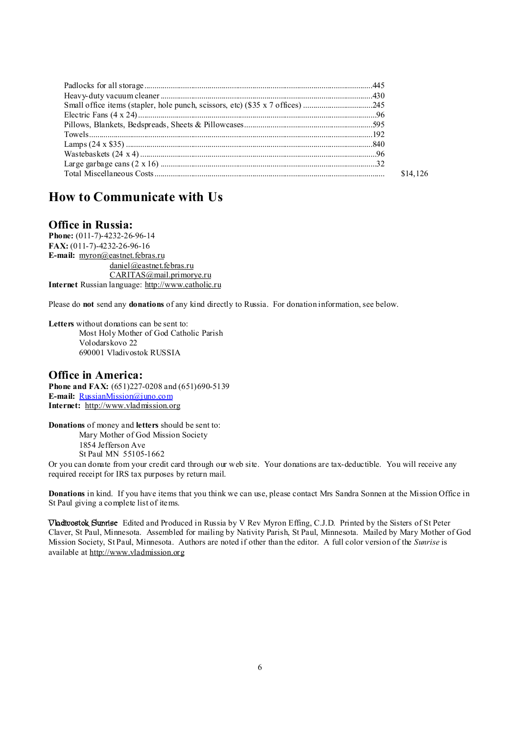| | | |
|---|---|---|
| Padlocks for all storage | 445 | |
| Heavy-duty vacuum cleaner | 430 | |
| Small office items (stapler, hole punch, scissors, etc) ($35 x 7 offices) | 245 | |
| Electric Fans (4 x 24) | 96 | |
| Pillows, Blankets, Bedspreads, Sheets & Pillowcases | 595 | |
| Towels | 192 | |
| Lamps (24 x $35) | 840 | |
| Wastebaskets (24 x 4) | 96 | |
| Large garbage cans (2 x 16) | 32 | |
| Total Miscellaneous Costs | | $14,126 |

# How to Communicate with Us

## Office in Russia:

**Phone:** (011-7)-4232-26-96-14
**FAX:** (011-7)-4232-26-96-16
**E-mail:** myron@eastnet.febras.ru
daniel@eastnet.febras.ru
CARITAS@mail.primorye.ru
**Internet** Russian language: http://www.catholic.ru

Please do **not** send any **donations** of any kind directly to Russia. For donation information, see below.

**Letters** without donations can be sent to:
Most Holy Mother of God Catholic Parish
Volodarskovo 22
690001 Vladivostok RUSSIA

## Office in America:

**Phone and FAX:** (651)227-0208 and (651)690-5139
**E-mail:** RussianMission@juno.com
**Internet:** http://www.vladmission.org

**Donations** of money and **letters** should be sent to:
Mary Mother of God Mission Society
1854 Jefferson Ave
St Paul MN 55105-1662
Or you can donate from your credit card through our web site. Your donations are tax-deductible. You will receive any required receipt for IRS tax purposes by return mail.

**Donations** in kind. If you have items that you think we can use, please contact Mrs Sandra Sonnen at the Mission Office in St Paul giving a complete list of items.

**Vladivostok Sunrise** Edited and Produced in Russia by V Rev Myron Effing, C.J.D. Printed by the Sisters of St Peter Claver, St Paul, Minnesota. Assembled for mailing by Nativity Parish, St Paul, Minnesota. Mailed by Mary Mother of God Mission Society, St Paul, Minnesota. Authors are noted if other than the editor. A full color version of the *Sunrise* is available at http://www.vladmission.org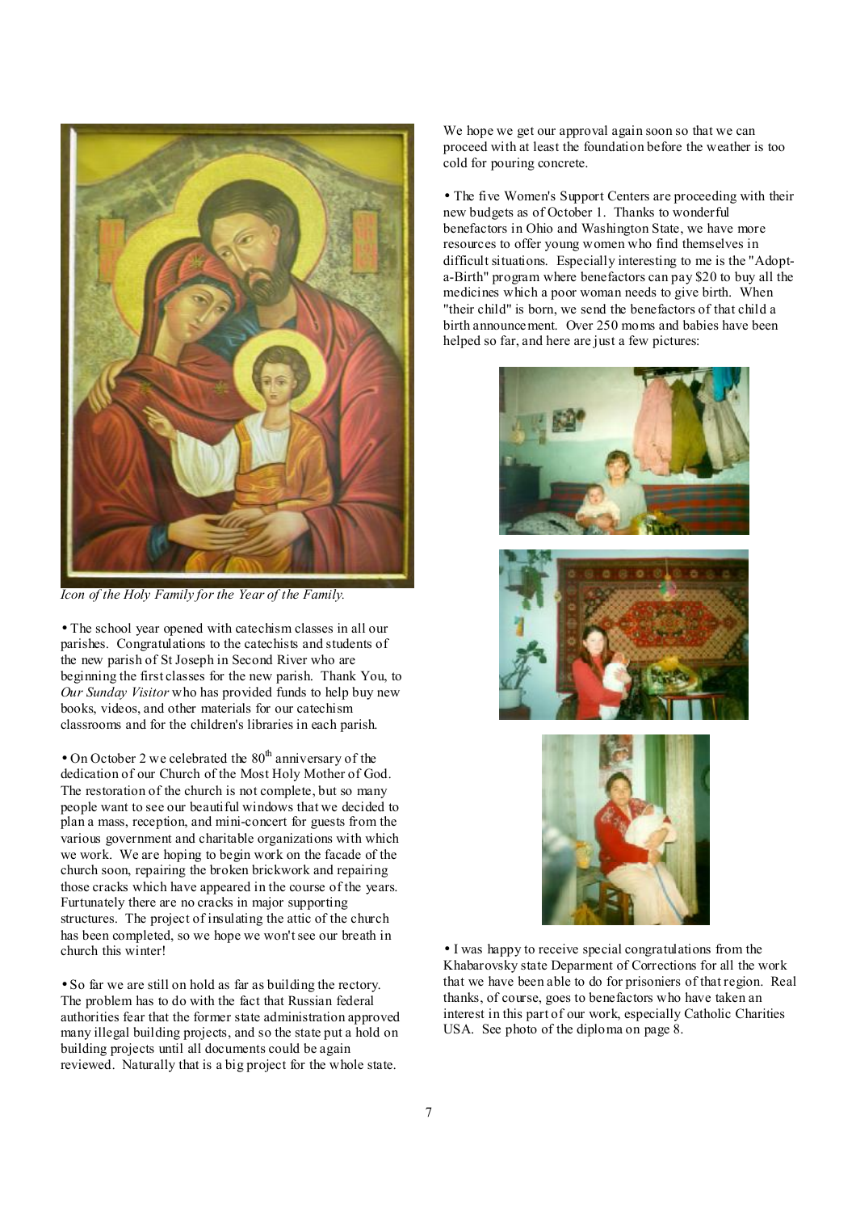*Icon of the Holy Family for the Year of the Family.*

• The school year opened with catechism classes in all our parishes. Congratulations to the catechists and students of the new parish of St Joseph in Second River who are beginning the first classes for the new parish. Thank You, to *Our Sunday Visitor* who has provided funds to help buy new books, videos, and other materials for our catechism classrooms and for the children's libraries in each parish.

• On October 2 we celebrated the 80th anniversary of the dedication of our Church of the Most Holy Mother of God. The restoration of the church is not complete, but so many people want to see our beautiful windows that we decided to plan a mass, reception, and mini-concert for guests from the various government and charitable organizations with which we work. We are hoping to begin work on the facade of the church soon, repairing the broken brickwork and repairing those cracks which have appeared in the course of the years. Furtunately there are no cracks in major supporting structures. The project of insulating the attic of the church has been completed, so we hope we won't see our breath in church this winter!

• So far we are still on hold as far as building the rectory. The problem has to do with the fact that Russian federal authorities fear that the former state administration approved many illegal building projects, and so the state put a hold on building projects until all documents could be again reviewed. Naturally that is a big project for the whole state. We hope we get our approval again soon so that we can proceed with at least the foundation before the weather is too cold for pouring concrete.

• The five Women's Support Centers are proceeding with their new budgets as of October 1. Thanks to wonderful benefactors in Ohio and Washington State, we have more resources to offer young women who find themselves in difficult situations. Especially interesting to me is the "Adopt-a-Birth" program where benefactors can pay $20 to buy all the medicines which a poor woman needs to give birth. When "their child" is born, we send the benefactors of that child a birth announcement. Over 250 moms and babies have been helped so far, and here are just a few pictures:

• I was happy to receive special congratulations from the Khabarovsky state Deparment of Corrections for all the work that we have been able to do for prisoniers of that region. Real thanks, of course, goes to benefactors who have taken an interest in this part of our work, especially Catholic Charities USA. See photo of the diploma on page 8.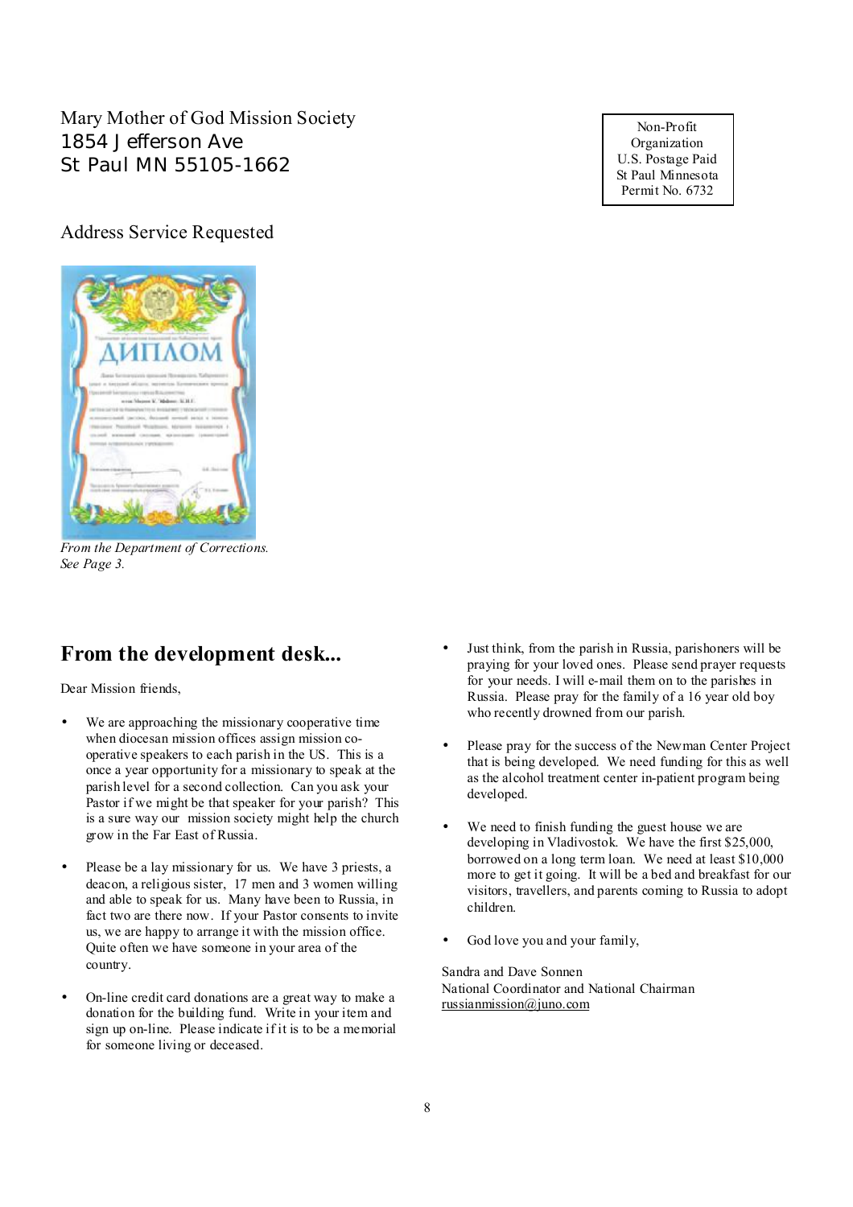Mary Mother of God Mission Society
1854 Jefferson Ave
St Paul MN 55105-1662

Non-Profit
Organization
U.S. Postage Paid
St Paul Minnesota
Permit No. 6732

Address Service Requested

*From the Department of Corrections. See Page 3.*

## From the development desk...

Dear Mission friends,

- We are approaching the missionary cooperative time when diocesan mission offices assign mission co-operative speakers to each parish in the US. This is a once a year opportunity for a missionary to speak at the parish level for a second collection. Can you ask your Pastor if we might be that speaker for your parish? This is a sure way our mission society might help the church grow in the Far East of Russia.

- Please be a lay missionary for us. We have 3 priests, a deacon, a religious sister, 17 men and 3 women willing and able to speak for us. Many have been to Russia, in fact two are there now. If your Pastor consents to invite us, we are happy to arrange it with the mission office. Quite often we have someone in your area of the country.

- On-line credit card donations are a great way to make a donation for the building fund. Write in your item and sign up on-line. Please indicate if it is to be a memorial for someone living or deceased.

- Just think, from the parish in Russia, parishoners will be praying for your loved ones. Please send prayer requests for your needs. I will e-mail them on to the parishes in Russia. Please pray for the family of a 16 year old boy who recently drowned from our parish.

- Please pray for the success of the Newman Center Project that is being developed. We need funding for this as well as the alcohol treatment center in-patient program being developed.

- We need to finish funding the guest house we are developing in Vladivostok. We have the first $25,000, borrowed on a long term loan. We need at least $10,000 more to get it going. It will be a bed and breakfast for our visitors, travellers, and parents coming to Russia to adopt children.

- God love you and your family,

Sandra and Dave Sonnen
National Coordinator and National Chairman
russianmission@juno.com